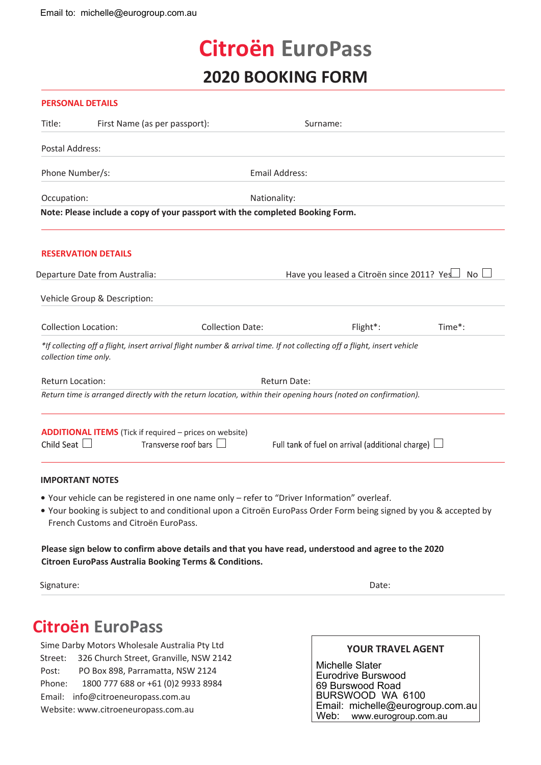Email to: michelle@eurogroup.com.au

# Citroën EuroPass

## 2020 BOOKING FORM

### PERSONAL DETAILS

Title: First Name (as per passport): Surname:

Postal Address:

Phone Number/s: Email Address:

Occupation: Nationality:

**Note: Please include a copy of your passport with the completed Booking Form.**

### RESERVATION DETAILS

Departure Date from Australia: Have you leased a Citroën since 2011? Yes ☐ No ☐

Vehicle Group & Description:

Collection Location: Collection Date: Flight*: Time*:

*\*If collecting off a flight, insert arrival flight number & arrival time. If not collecting off a flight, insert vehicle collection time only.*

Return Location: Return Date:

*Return time is arranged directly with the return location, within their opening hours (noted on confirmation).*

### ADDITIONAL ITEMS (Tick if required – prices on website)

Child Seat ☐ Transverse roof bars ☐ Full tank of fuel on arrival (additional charge) ☐

### IMPORTANT NOTES

- Your vehicle can be registered in one name only – refer to "Driver Information" overleaf.
- Your booking is subject to and conditional upon a Citroën EuroPass Order Form being signed by you & accepted by French Customs and Citroën EuroPass.

**Please sign below to confirm above details and that you have read, understood and agree to the 2020 Citroen EuroPass Australia Booking Terms & Conditions.**

Signature: Date:

## Citroën EuroPass

Sime Darby Motors Wholesale Australia Pty Ltd
Street: 326 Church Street, Granville, NSW 2142
Post: PO Box 898, Parramatta, NSW 2124
Phone: 1800 777 688 or +61 (0)2 9933 8984
Email: info@citroeneuropass.com.au
Website: www.citroeneuropass.com.au

**YOUR TRAVEL AGENT**

Michelle Slater
Eurodrive Burswood
69 Burswood Road
BURSWOOD WA 6100
Email: michelle@eurogroup.com.au
Web: www.eurogroup.com.au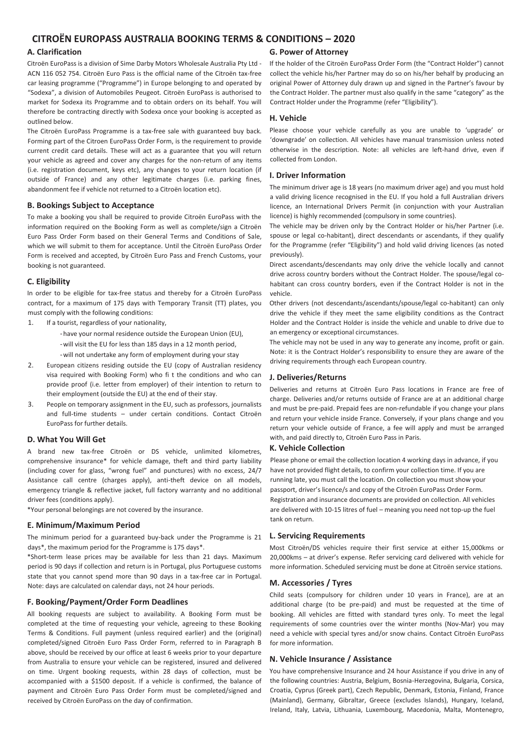# CITROËN EUROPASS AUSTRALIA BOOKING TERMS & CONDITIONS – 2020

## A. Clarification

Citroën EuroPass is a division of Sime Darby Motors Wholesale Australia Pty Ltd - ACN 116 052 754. Citroën Euro Pass is the official name of the Citroën tax-free car leasing programme ("Programme") in Europe belonging to and operated by "Sodexa", a division of Automobiles Peugeot. Citroën EuroPass is authorised to market for Sodexa its Programme and to obtain orders on its behalf. You will therefore be contracting directly with Sodexa once your booking is accepted as outlined below.

The Citroën EuroPass Programme is a tax-free sale with guaranteed buy back. Forming part of the Citroen EuroPass Order Form, is the requirement to provide current credit card details. These will act as a guarantee that you will return your vehicle as agreed and cover any charges for the non-return of any items (i.e. registration document, keys etc), any changes to your return location (if outside of France) and any other legitimate charges (i.e. parking fines, abandonment fee if vehicle not returned to a Citroën location etc).

## B. Bookings Subject to Acceptance

To make a booking you shall be required to provide Citroën EuroPass with the information required on the Booking Form as well as complete/sign a Citroën Euro Pass Order Form based on their General Terms and Conditions of Sale, which we will submit to them for acceptance. Until the Citroën EuroPass Order Form is received and accepted, by Citroën Euro Pass and French Customs, your booking is not guaranteed.

## C. Eligibility

In order to be eligible for tax-free status and thereby for a Citroën EuroPass contract, for a maximum of 175 days with Temporary Transit (TT) plates, you must comply with the following conditions:

1. If a tourist, regardless of your nationality,
   - have your normal residence outside the European Union (EU),
   - will visit the EU for less than 185 days in a 12 month period,
   - will not undertake any form of employment during your stay
2. European citizens residing outside the EU (copy of Australian residency visa required with Booking Form) who fi t the conditions and who can provide proof (i.e. letter from employer) of their intention to return to their employment (outside the EU) at the end of their stay.
3. People on temporary assignment in the EU, such as professors, journalists and full-time students – under certain conditions. Contact Citroën EuroPass for further details.

## D. What You Will Get

A brand new tax-free Citroën or DS vehicle, unlimited kilometres, comprehensive insurance* for vehicle damage, theft and third party liability (including cover for glass, "wrong fuel" and punctures) with no excess, 24/7 Assistance call centre (charges apply), anti-theft device on all models, emergency triangle & reflective jacket, full factory warranty and no additional driver fees (conditions apply).

*Your personal belongings are not covered by the insurance.

## E. Minimum/Maximum Period

The minimum period for a guaranteed buy-back under the Programme is 21 days*, the maximum period for the Programme is 175 days*.

*Short-term lease prices may be available for less than 21 days. Maximum period is 90 days if collection and return is in Portugal, plus Portuguese customs state that you cannot spend more than 90 days in a tax-free car in Portugal. Note: days are calculated on calendar days, not 24 hour periods.

## F. Booking/Payment/Order Form Deadlines

All booking requests are subject to availability. A Booking Form must be completed at the time of requesting your vehicle, agreeing to these Booking Terms & Conditions. Full payment (unless required earlier) and the (original) completed/signed Citroën Euro Pass Order Form, referred to in Paragraph B above, should be received by our office at least 6 weeks prior to your departure from Australia to ensure your vehicle can be registered, insured and delivered on time. Urgent booking requests, within 28 days of collection, must be accompanied with a $1500 deposit. If a vehicle is confirmed, the balance of payment and Citroën Euro Pass Order Form must be completed/signed and received by Citroën EuroPass on the day of confirmation.

## G. Power of Attorney

If the holder of the Citroën EuroPass Order Form (the "Contract Holder") cannot collect the vehicle his/her Partner may do so on his/her behalf by producing an original Power of Attorney duly drawn up and signed in the Partner's favour by the Contract Holder. The partner must also qualify in the same "category" as the Contract Holder under the Programme (refer "Eligibility").

## H. Vehicle

Please choose your vehicle carefully as you are unable to 'upgrade' or 'downgrade' on collection. All vehicles have manual transmission unless noted otherwise in the description. Note: all vehicles are left-hand drive, even if collected from London.

## I. Driver Information

The minimum driver age is 18 years (no maximum driver age) and you must hold a valid driving licence recognised in the EU. If you hold a full Australian drivers licence, an International Drivers Permit (in conjunction with your Australian licence) is highly recommended (compulsory in some countries).

The vehicle may be driven only by the Contract Holder or his/her Partner (i.e. spouse or legal co-habitant), direct descendants or ascendants, if they qualify for the Programme (refer "Eligibility") and hold valid driving licences (as noted previously).

Direct ascendants/descendants may only drive the vehicle locally and cannot drive across country borders without the Contract Holder. The spouse/legal co-habitant can cross country borders, even if the Contract Holder is not in the vehicle.

Other drivers (not descendants/ascendants/spouse/legal co-habitant) can only drive the vehicle if they meet the same eligibility conditions as the Contract Holder and the Contract Holder is inside the vehicle and unable to drive due to an emergency or exceptional circumstances.

The vehicle may not be used in any way to generate any income, profit or gain. Note: it is the Contract Holder's responsibility to ensure they are aware of the driving requirements through each European country.

## J. Deliveries/Returns

Deliveries and returns at Citroën Euro Pass locations in France are free of charge. Deliveries and/or returns outside of France are at an additional charge and must be pre-paid. Prepaid fees are non-refundable if you change your plans and return your vehicle inside France. Conversely, if your plans change and you return your vehicle outside of France, a fee will apply and must be arranged with, and paid directly to, Citroën Euro Pass in Paris.

## K. Vehicle Collection

Please phone or email the collection location 4 working days in advance, if you have not provided flight details, to confirm your collection time. If you are running late, you must call the location. On collection you must show your passport, driver's licence/s and copy of the Citroën EuroPass Order Form. Registration and insurance documents are provided on collection. All vehicles are delivered with 10-15 litres of fuel – meaning you need not top-up the fuel tank on return.

## L. Servicing Requirements

Most Citroën/DS vehicles require their first service at either 15,000kms or 20,000kms – at driver's expense. Refer servicing card delivered with vehicle for more information. Scheduled servicing must be done at Citroën service stations.

## M. Accessories / Tyres

Child seats (compulsory for children under 10 years in France), are at an additional charge (to be pre-paid) and must be requested at the time of booking. All vehicles are fitted with standard tyres only. To meet the legal requirements of some countries over the winter months (Nov-Mar) you may need a vehicle with special tyres and/or snow chains. Contact Citroën EuroPass for more information.

## N. Vehicle Insurance / Assistance

You have comprehensive Insurance and 24 hour Assistance if you drive in any of the following countries: Austria, Belgium, Bosnia-Herzegovina, Bulgaria, Corsica, Croatia, Cyprus (Greek part), Czech Republic, Denmark, Estonia, Finland, France (Mainland), Germany, Gibraltar, Greece (excludes Islands), Hungary, Iceland, Ireland, Italy, Latvia, Lithuania, Luxembourg, Macedonia, Malta, Montenegro,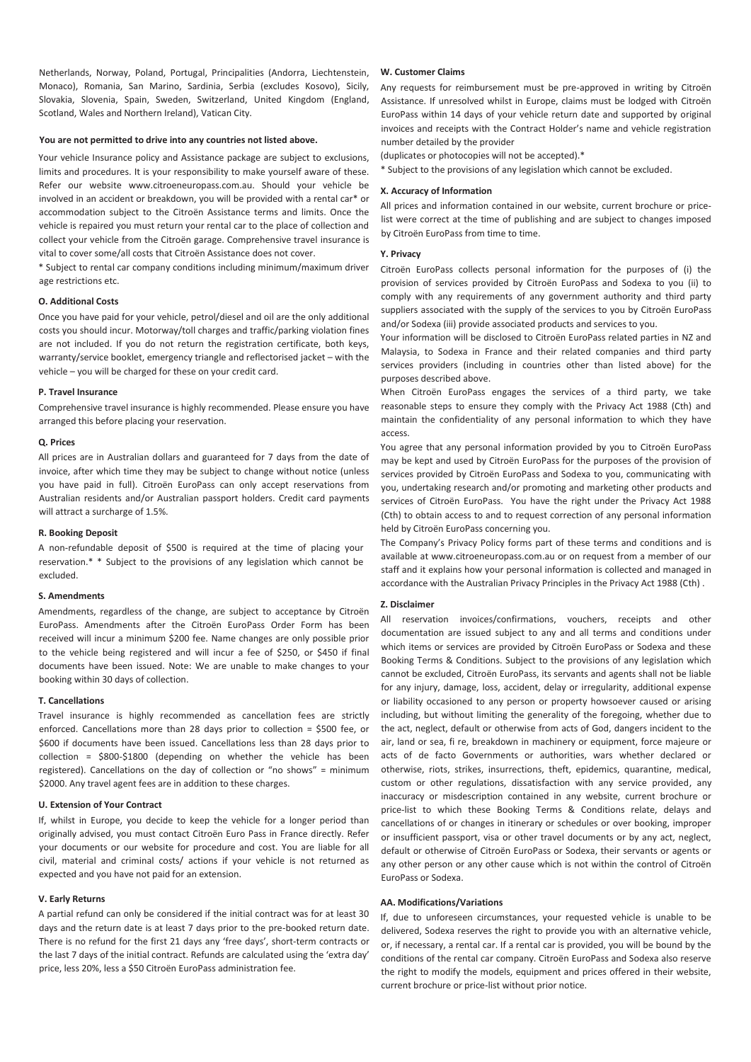Netherlands, Norway, Poland, Portugal, Principalities (Andorra, Liechtenstein, Monaco), Romania, San Marino, Sardinia, Serbia (excludes Kosovo), Sicily, Slovakia, Slovenia, Spain, Sweden, Switzerland, United Kingdom (England, Scotland, Wales and Northern Ireland), Vatican City.

**You are not permitted to drive into any countries not listed above.**

Your vehicle Insurance policy and Assistance package are subject to exclusions, limits and procedures. It is your responsibility to make yourself aware of these. Refer our website www.citroeneuropass.com.au. Should your vehicle be involved in an accident or breakdown, you will be provided with a rental car* or accommodation subject to the Citroën Assistance terms and limits. Once the vehicle is repaired you must return your rental car to the place of collection and collect your vehicle from the Citroën garage. Comprehensive travel insurance is vital to cover some/all costs that Citroën Assistance does not cover.

* Subject to rental car company conditions including minimum/maximum driver age restrictions etc.

**O. Additional Costs**

Once you have paid for your vehicle, petrol/diesel and oil are the only additional costs you should incur. Motorway/toll charges and traffic/parking violation fines are not included. If you do not return the registration certificate, both keys, warranty/service booklet, emergency triangle and reflectorised jacket – with the vehicle – you will be charged for these on your credit card.

**P. Travel Insurance**

Comprehensive travel insurance is highly recommended. Please ensure you have arranged this before placing your reservation.

**Q. Prices**

All prices are in Australian dollars and guaranteed for 7 days from the date of invoice, after which time they may be subject to change without notice (unless you have paid in full). Citroën EuroPass can only accept reservations from Australian residents and/or Australian passport holders. Credit card payments will attract a surcharge of 1.5%.

**R. Booking Deposit**

A non-refundable deposit of $500 is required at the time of placing your reservation.* * Subject to the provisions of any legislation which cannot be excluded.

**S. Amendments**

Amendments, regardless of the change, are subject to acceptance by Citroën EuroPass. Amendments after the Citroën EuroPass Order Form has been received will incur a minimum $200 fee. Name changes are only possible prior to the vehicle being registered and will incur a fee of $250, or $450 if final documents have been issued. Note: We are unable to make changes to your booking within 30 days of collection.

**T. Cancellations**

Travel insurance is highly recommended as cancellation fees are strictly enforced. Cancellations more than 28 days prior to collection = $500 fee, or $600 if documents have been issued. Cancellations less than 28 days prior to collection = $800-$1800 (depending on whether the vehicle has been registered). Cancellations on the day of collection or "no shows" = minimum $2000. Any travel agent fees are in addition to these charges.

**U. Extension of Your Contract**

If, whilst in Europe, you decide to keep the vehicle for a longer period than originally advised, you must contact Citroën Euro Pass in France directly. Refer your documents or our website for procedure and cost. You are liable for all civil, material and criminal costs/ actions if your vehicle is not returned as expected and you have not paid for an extension.

**V. Early Returns**

A partial refund can only be considered if the initial contract was for at least 30 days and the return date is at least 7 days prior to the pre-booked return date. There is no refund for the first 21 days any 'free days', short-term contracts or the last 7 days of the initial contract. Refunds are calculated using the 'extra day' price, less 20%, less a $50 Citroën EuroPass administration fee.

**W. Customer Claims**

Any requests for reimbursement must be pre-approved in writing by Citroën Assistance. If unresolved whilst in Europe, claims must be lodged with Citroën EuroPass within 14 days of your vehicle return date and supported by original invoices and receipts with the Contract Holder's name and vehicle registration number detailed by the provider

(duplicates or photocopies will not be accepted).*

* Subject to the provisions of any legislation which cannot be excluded.

**X. Accuracy of Information**

All prices and information contained in our website, current brochure or price-list were correct at the time of publishing and are subject to changes imposed by Citroën EuroPass from time to time.

**Y. Privacy**

Citroën EuroPass collects personal information for the purposes of (i) the provision of services provided by Citroën EuroPass and Sodexa to you (ii) to comply with any requirements of any government authority and third party suppliers associated with the supply of the services to you by Citroën EuroPass and/or Sodexa (iii) provide associated products and services to you.

Your information will be disclosed to Citroën EuroPass related parties in NZ and Malaysia, to Sodexa in France and their related companies and third party services providers (including in countries other than listed above) for the purposes described above.

When Citroën EuroPass engages the services of a third party, we take reasonable steps to ensure they comply with the Privacy Act 1988 (Cth) and maintain the confidentiality of any personal information to which they have access.

You agree that any personal information provided by you to Citroën EuroPass may be kept and used by Citroën EuroPass for the purposes of the provision of services provided by Citroën EuroPass and Sodexa to you, communicating with you, undertaking research and/or promoting and marketing other products and services of Citroën EuroPass. You have the right under the Privacy Act 1988 (Cth) to obtain access to and to request correction of any personal information held by Citroën EuroPass concerning you.

The Company's Privacy Policy forms part of these terms and conditions and is available at www.citroeneuropass.com.au or on request from a member of our staff and it explains how your personal information is collected and managed in accordance with the Australian Privacy Principles in the Privacy Act 1988 (Cth) .

**Z. Disclaimer**

All reservation invoices/confirmations, vouchers, receipts and other documentation are issued subject to any and all terms and conditions under which items or services are provided by Citroën EuroPass or Sodexa and these Booking Terms & Conditions. Subject to the provisions of any legislation which cannot be excluded, Citroën EuroPass, its servants and agents shall not be liable for any injury, damage, loss, accident, delay or irregularity, additional expense or liability occasioned to any person or property howsoever caused or arising including, but without limiting the generality of the foregoing, whether due to the act, neglect, default or otherwise from acts of God, dangers incident to the air, land or sea, fi re, breakdown in machinery or equipment, force majeure or acts of de facto Governments or authorities, wars whether declared or otherwise, riots, strikes, insurrections, theft, epidemics, quarantine, medical, custom or other regulations, dissatisfaction with any service provided, any inaccuracy or misdescription contained in any website, current brochure or price-list to which these Booking Terms & Conditions relate, delays and cancellations of or changes in itinerary or schedules or over booking, improper or insufficient passport, visa or other travel documents or by any act, neglect, default or otherwise of Citroën EuroPass or Sodexa, their servants or agents or any other person or any other cause which is not within the control of Citroën EuroPass or Sodexa.

**AA. Modifications/Variations**

If, due to unforeseen circumstances, your requested vehicle is unable to be delivered, Sodexa reserves the right to provide you with an alternative vehicle, or, if necessary, a rental car. If a rental car is provided, you will be bound by the conditions of the rental car company. Citroën EuroPass and Sodexa also reserve the right to modify the models, equipment and prices offered in their website, current brochure or price-list without prior notice.